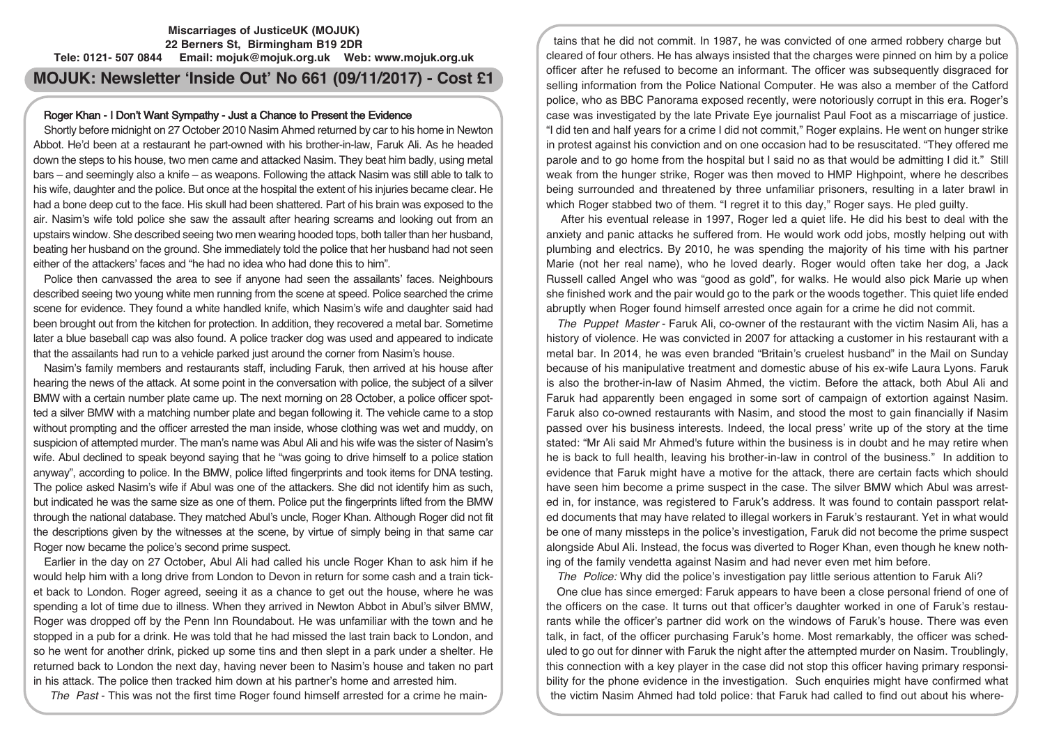**Miscarriages of JusticeUK (MOJUK)**
**22 Berners St, Birmingham B19 2DR**
**Tele: 0121- 507 0844 Email: mojuk@mojuk.org.uk Web: www.mojuk.org.uk**

# MOJUK: Newsletter 'Inside Out' No 661 (09/11/2017) - Cost £1

## Roger Khan - I Don't Want Sympathy - Just a Chance to Present the Evidence

Shortly before midnight on 27 October 2010 Nasim Ahmed returned by car to his home in Newton Abbot. He'd been at a restaurant he part-owned with his brother-in-law, Faruk Ali. As he headed down the steps to his house, two men came and attacked Nasim. They beat him badly, using metal bars – and seemingly also a knife – as weapons. Following the attack Nasim was still able to talk to his wife, daughter and the police. But once at the hospital the extent of his injuries became clear. He had a bone deep cut to the face. His skull had been shattered. Part of his brain was exposed to the air. Nasim's wife told police she saw the assault after hearing screams and looking out from an upstairs window. She described seeing two men wearing hooded tops, both taller than her husband, beating her husband on the ground. She immediately told the police that her husband had not seen either of the attackers' faces and "he had no idea who had done this to him".

Police then canvassed the area to see if anyone had seen the assailants' faces. Neighbours described seeing two young white men running from the scene at speed. Police searched the crime scene for evidence. They found a white handled knife, which Nasim's wife and daughter said had been brought out from the kitchen for protection. In addition, they recovered a metal bar. Sometime later a blue baseball cap was also found. A police tracker dog was used and appeared to indicate that the assailants had run to a vehicle parked just around the corner from Nasim's house.

Nasim's family members and restaurants staff, including Faruk, then arrived at his house after hearing the news of the attack. At some point in the conversation with police, the subject of a silver BMW with a certain number plate came up. The next morning on 28 October, a police officer spotted a silver BMW with a matching number plate and began following it. The vehicle came to a stop without prompting and the officer arrested the man inside, whose clothing was wet and muddy, on suspicion of attempted murder. The man's name was Abul Ali and his wife was the sister of Nasim's wife. Abul declined to speak beyond saying that he "was going to drive himself to a police station anyway", according to police. In the BMW, police lifted fingerprints and took items for DNA testing. The police asked Nasim's wife if Abul was one of the attackers. She did not identify him as such, but indicated he was the same size as one of them. Police put the fingerprints lifted from the BMW through the national database. They matched Abul's uncle, Roger Khan. Although Roger did not fit the descriptions given by the witnesses at the scene, by virtue of simply being in that same car Roger now became the police's second prime suspect.

Earlier in the day on 27 October, Abul Ali had called his uncle Roger Khan to ask him if he would help him with a long drive from London to Devon in return for some cash and a train ticket back to London. Roger agreed, seeing it as a chance to get out the house, where he was spending a lot of time due to illness. When they arrived in Newton Abbot in Abul's silver BMW, Roger was dropped off by the Penn Inn Roundabout. He was unfamiliar with the town and he stopped in a pub for a drink. He was told that he had missed the last train back to London, and so he went for another drink, picked up some tins and then slept in a park under a shelter. He returned back to London the next day, having never been to Nasim's house and taken no part in his attack. The police then tracked him down at his partner's home and arrested him.

*The Past* - This was not the first time Roger found himself arrested for a crime he maintains that he did not commit. In 1987, he was convicted of one armed robbery charge but cleared of four others. He has always insisted that the charges were pinned on him by a police officer after he refused to become an informant. The officer was subsequently disgraced for selling information from the Police National Computer. He was also a member of the Catford police, who as BBC Panorama exposed recently, were notoriously corrupt in this era. Roger's case was investigated by the late Private Eye journalist Paul Foot as a miscarriage of justice. "I did ten and half years for a crime I did not commit," Roger explains. He went on hunger strike in protest against his conviction and on one occasion had to be resuscitated. "They offered me parole and to go home from the hospital but I said no as that would be admitting I did it." Still weak from the hunger strike, Roger was then moved to HMP Highpoint, where he describes being surrounded and threatened by three unfamiliar prisoners, resulting in a later brawl in which Roger stabbed two of them. "I regret it to this day," Roger says. He pled guilty.

After his eventual release in 1997, Roger led a quiet life. He did his best to deal with the anxiety and panic attacks he suffered from. He would work odd jobs, mostly helping out with plumbing and electrics. By 2010, he was spending the majority of his time with his partner Marie (not her real name), who he loved dearly. Roger would often take her dog, a Jack Russell called Angel who was "good as gold", for walks. He would also pick Marie up when she finished work and the pair would go to the park or the woods together. This quiet life ended abruptly when Roger found himself arrested once again for a crime he did not commit.

*The Puppet Master* - Faruk Ali, co-owner of the restaurant with the victim Nasim Ali, has a history of violence. He was convicted in 2007 for attacking a customer in his restaurant with a metal bar. In 2014, he was even branded "Britain's cruelest husband" in the Mail on Sunday because of his manipulative treatment and domestic abuse of his ex-wife Laura Lyons. Faruk is also the brother-in-law of Nasim Ahmed, the victim. Before the attack, both Abul Ali and Faruk had apparently been engaged in some sort of campaign of extortion against Nasim. Faruk also co-owned restaurants with Nasim, and stood the most to gain financially if Nasim passed over his business interests. Indeed, the local press' write up of the story at the time stated: "Mr Ali said Mr Ahmed's future within the business is in doubt and he may retire when he is back to full health, leaving his brother-in-law in control of the business." In addition to evidence that Faruk might have a motive for the attack, there are certain facts which should have seen him become a prime suspect in the case. The silver BMW which Abul was arrested in, for instance, was registered to Faruk's address. It was found to contain passport related documents that may have related to illegal workers in Faruk's restaurant. Yet in what would be one of many missteps in the police's investigation, Faruk did not become the prime suspect alongside Abul Ali. Instead, the focus was diverted to Roger Khan, even though he knew nothing of the family vendetta against Nasim and had never even met him before.

*The Police:* Why did the police's investigation pay little serious attention to Faruk Ali?

One clue has since emerged: Faruk appears to have been a close personal friend of one of the officers on the case. It turns out that officer's daughter worked in one of Faruk's restaurants while the officer's partner did work on the windows of Faruk's house. There was even talk, in fact, of the officer purchasing Faruk's home. Most remarkably, the officer was scheduled to go out for dinner with Faruk the night after the attempted murder on Nasim. Troublingly, this connection with a key player in the case did not stop this officer having primary responsibility for the phone evidence in the investigation. Such enquiries might have confirmed what the victim Nasim Ahmed had told police: that Faruk had called to find out about his where-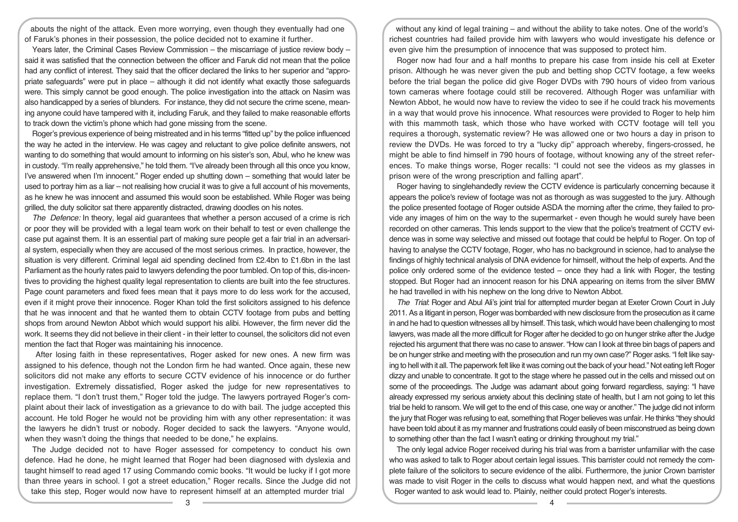abouts the night of the attack. Even more worrying, even though they eventually had one of Faruk's phones in their possession, the police decided not to examine it further.

Years later, the Criminal Cases Review Commission – the miscarriage of justice review body – said it was satisfied that the connection between the officer and Faruk did not mean that the police had any conflict of interest. They said that the officer declared the links to her superior and "appropriate safeguards" were put in place – although it did not identify what exactly those safeguards were. This simply cannot be good enough. The police investigation into the attack on Nasim was also handicapped by a series of blunders. For instance, they did not secure the crime scene, meaning anyone could have tampered with it, including Faruk, and they failed to make reasonable efforts to track down the victim's phone which had gone missing from the scene.

Roger's previous experience of being mistreated and in his terms "fitted up" by the police influenced the way he acted in the interview. He was cagey and reluctant to give police definite answers, not wanting to do something that would amount to informing on his sister's son, Abul, who he knew was in custody. "I'm really apprehensive," he told them. "I've already been through all this once you know, I've answered when I'm innocent." Roger ended up shutting down – something that would later be used to portray him as a liar – not realising how crucial it was to give a full account of his movements, as he knew he was innocent and assumed this would soon be established. While Roger was being grilled, the duty solicitor sat there apparently distracted, drawing doodles on his notes.

*The Defence:* In theory, legal aid guarantees that whether a person accused of a crime is rich or poor they will be provided with a legal team work on their behalf to test or even challenge the case put against them. It is an essential part of making sure people get a fair trial in an adversarial system, especially when they are accused of the most serious crimes. In practice, however, the situation is very different. Criminal legal aid spending declined from £2.4bn to £1.6bn in the last Parliament as the hourly rates paid to lawyers defending the poor tumbled. On top of this, dis-incentives to providing the highest quality legal representation to clients are built into the fee structures. Page count parameters and fixed fees mean that it pays more to do less work for the accused, even if it might prove their innocence. Roger Khan told the first solicitors assigned to his defence that he was innocent and that he wanted them to obtain CCTV footage from pubs and betting shops from around Newton Abbot which would support his alibi. However, the firm never did the work. It seems they did not believe in their client - in their letter to counsel, the solicitors did not even mention the fact that Roger was maintaining his innocence.

After losing faith in these representatives, Roger asked for new ones. A new firm was assigned to his defence, though not the London firm he had wanted. Once again, these new solicitors did not make any efforts to secure CCTV evidence of his innocence or do further investigation. Extremely dissatisfied, Roger asked the judge for new representatives to replace them. "I don't trust them," Roger told the judge. The lawyers portrayed Roger's complaint about their lack of investigation as a grievance to do with bail. The judge accepted this account. He told Roger he would not be providing him with any other representation: it was the lawyers he didn't trust or nobody. Roger decided to sack the lawyers. "Anyone would, when they wasn't doing the things that needed to be done," he explains.

The Judge decided not to have Roger assessed for competency to conduct his own defence. Had he done, he might learned that Roger had been diagnosed with dyslexia and taught himself to read aged 17 using Commando comic books. "It would be lucky if I got more than three years in school. I got a street education," Roger recalls. Since the Judge did not take this step, Roger would now have to represent himself at an attempted murder trial without any kind of legal training – and without the ability to take notes. One of the world's richest countries had failed provide him with lawyers who would investigate his defence or even give him the presumption of innocence that was supposed to protect him.

Roger now had four and a half months to prepare his case from inside his cell at Exeter prison. Although he was never given the pub and betting shop CCTV footage, a few weeks before the trial began the police did give Roger DVDs with 790 hours of video from various town cameras where footage could still be recovered. Although Roger was unfamiliar with Newton Abbot, he would now have to review the video to see if he could track his movements in a way that would prove his innocence. What resources were provided to Roger to help him with this mammoth task, which those who have worked with CCTV footage will tell you requires a thorough, systematic review? He was allowed one or two hours a day in prison to review the DVDs. He was forced to try a "lucky dip" approach whereby, fingers-crossed, he might be able to find himself in 790 hours of footage, without knowing any of the street references. To make things worse, Roger recalls: "I could not see the videos as my glasses in prison were of the wrong prescription and falling apart".

Roger having to singlehandedly review the CCTV evidence is particularly concerning because it appears the police's review of footage was not as thorough as was suggested to the jury. Although the police presented footage of Roger outside ASDA the morning after the crime, they failed to provide any images of him on the way to the supermarket - even though he would surely have been recorded on other cameras. This lends support to the view that the police's treatment of CCTV evidence was in some way selective and missed out footage that could be helpful to Roger. On top of having to analyse the CCTV footage, Roger, who has no background in science, had to analyse the findings of highly technical analysis of DNA evidence for himself, without the help of experts. And the police only ordered some of the evidence tested – once they had a link with Roger, the testing stopped. But Roger had an innocent reason for his DNA appearing on items from the silver BMW he had travelled in with his nephew on the long drive to Newton Abbot.

*The Trial*: Roger and Abul Ali's joint trial for attempted murder began at Exeter Crown Court in July 2011. As a litigant in person, Roger was bombarded with new disclosure from the prosecution as it came in and he had to question witnesses all by himself. This task, which would have been challenging to most lawyers, was made all the more difficult for Roger after he decided to go on hunger strike after the Judge rejected his argument that there was no case to answer. "How can I look at three bin bags of papers and be on hunger strike and meeting with the prosecution and run my own case?" Roger asks. "I felt like saying to hell with it all. The paperwork felt like it was coming out the back of your head." Not eating left Roger dizzy and unable to concentrate. It got to the stage where he passed out in the cells and missed out on some of the proceedings. The Judge was adamant about going forward regardless, saying: "I have already expressed my serious anxiety about this declining state of health, but I am not going to let this trial be held to ransom. We will get to the end of this case, one way or another." The judge did not inform the jury that Roger was refusing to eat, something that Roger believes was unfair. He thinks "they should have been told about it as my manner and frustrations could easily of been misconstrued as being down to something other than the fact I wasn't eating or drinking throughout my trial."

The only legal advice Roger received during his trial was from a barrister unfamiliar with the case who was asked to talk to Roger about certain legal issues. This barrister could not remedy the complete failure of the solicitors to secure evidence of the alibi. Furthermore, the junior Crown barrister was made to visit Roger in the cells to discuss what would happen next, and what the questions Roger wanted to ask would lead to. Plainly, neither could protect Roger's interests.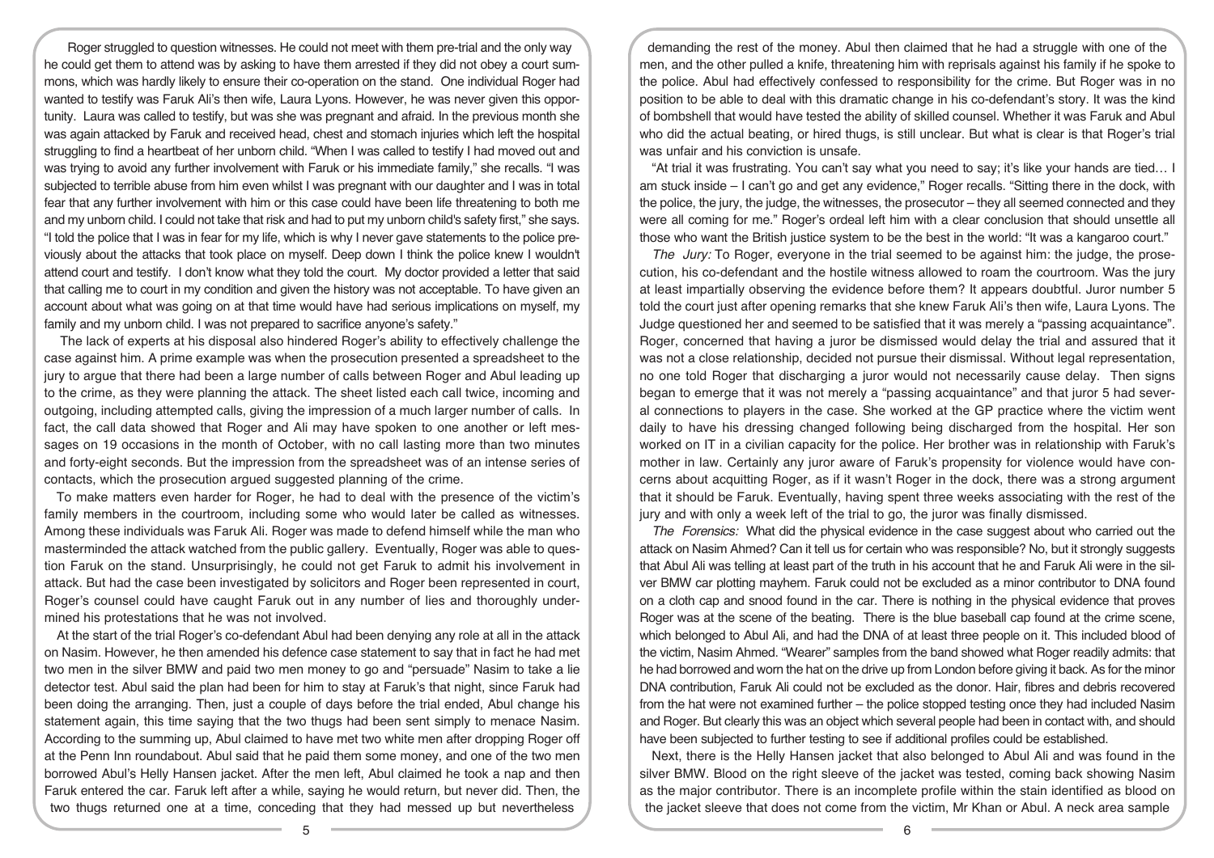Roger struggled to question witnesses. He could not meet with them pre-trial and the only way he could get them to attend was by asking to have them arrested if they did not obey a court summons, which was hardly likely to ensure their co-operation on the stand. One individual Roger had wanted to testify was Faruk Ali's then wife, Laura Lyons. However, he was never given this opportunity. Laura was called to testify, but was she was pregnant and afraid. In the previous month she was again attacked by Faruk and received head, chest and stomach injuries which left the hospital struggling to find a heartbeat of her unborn child. "When I was called to testify I had moved out and was trying to avoid any further involvement with Faruk or his immediate family," she recalls. "I was subjected to terrible abuse from him even whilst I was pregnant with our daughter and I was in total fear that any further involvement with him or this case could have been life threatening to both me and my unborn child. I could not take that risk and had to put my unborn child's safety first," she says. "I told the police that I was in fear for my life, which is why I never gave statements to the police previously about the attacks that took place on myself. Deep down I think the police knew I wouldn't attend court and testify. I don't know what they told the court. My doctor provided a letter that said that calling me to court in my condition and given the history was not acceptable. To have given an account about what was going on at that time would have had serious implications on myself, my family and my unborn child. I was not prepared to sacrifice anyone's safety."

The lack of experts at his disposal also hindered Roger's ability to effectively challenge the case against him. A prime example was when the prosecution presented a spreadsheet to the jury to argue that there had been a large number of calls between Roger and Abul leading up to the crime, as they were planning the attack. The sheet listed each call twice, incoming and outgoing, including attempted calls, giving the impression of a much larger number of calls. In fact, the call data showed that Roger and Ali may have spoken to one another or left messages on 19 occasions in the month of October, with no call lasting more than two minutes and forty-eight seconds. But the impression from the spreadsheet was of an intense series of contacts, which the prosecution argued suggested planning of the crime.

To make matters even harder for Roger, he had to deal with the presence of the victim's family members in the courtroom, including some who would later be called as witnesses. Among these individuals was Faruk Ali. Roger was made to defend himself while the man who masterminded the attack watched from the public gallery. Eventually, Roger was able to question Faruk on the stand. Unsurprisingly, he could not get Faruk to admit his involvement in attack. But had the case been investigated by solicitors and Roger been represented in court, Roger's counsel could have caught Faruk out in any number of lies and thoroughly undermined his protestations that he was not involved.

At the start of the trial Roger's co-defendant Abul had been denying any role at all in the attack on Nasim. However, he then amended his defence case statement to say that in fact he had met two men in the silver BMW and paid two men money to go and "persuade" Nasim to take a lie detector test. Abul said the plan had been for him to stay at Faruk's that night, since Faruk had been doing the arranging. Then, just a couple of days before the trial ended, Abul change his statement again, this time saying that the two thugs had been sent simply to menace Nasim. According to the summing up, Abul claimed to have met two white men after dropping Roger off at the Penn Inn roundabout. Abul said that he paid them some money, and one of the two men borrowed Abul's Helly Hansen jacket. After the men left, Abul claimed he took a nap and then Faruk entered the car. Faruk left after a while, saying he would return, but never did. Then, the two thugs returned one at a time, conceding that they had messed up but nevertheless demanding the rest of the money. Abul then claimed that he had a struggle with one of the men, and the other pulled a knife, threatening him with reprisals against his family if he spoke to the police. Abul had effectively confessed to responsibility for the crime. But Roger was in no position to be able to deal with this dramatic change in his co-defendant's story. It was the kind of bombshell that would have tested the ability of skilled counsel. Whether it was Faruk and Abul who did the actual beating, or hired thugs, is still unclear. But what is clear is that Roger's trial was unfair and his conviction is unsafe.

"At trial it was frustrating. You can't say what you need to say; it's like your hands are tied… I am stuck inside – I can't go and get any evidence," Roger recalls. "Sitting there in the dock, with the police, the jury, the judge, the witnesses, the prosecutor – they all seemed connected and they were all coming for me." Roger's ordeal left him with a clear conclusion that should unsettle all those who want the British justice system to be the best in the world: "It was a kangaroo court."

*The Jury:* To Roger, everyone in the trial seemed to be against him: the judge, the prosecution, his co-defendant and the hostile witness allowed to roam the courtroom. Was the jury at least impartially observing the evidence before them? It appears doubtful. Juror number 5 told the court just after opening remarks that she knew Faruk Ali's then wife, Laura Lyons. The Judge questioned her and seemed to be satisfied that it was merely a "passing acquaintance". Roger, concerned that having a juror be dismissed would delay the trial and assured that it was not a close relationship, decided not pursue their dismissal. Without legal representation, no one told Roger that discharging a juror would not necessarily cause delay. Then signs began to emerge that it was not merely a "passing acquaintance" and that juror 5 had several connections to players in the case. She worked at the GP practice where the victim went daily to have his dressing changed following being discharged from the hospital. Her son worked on IT in a civilian capacity for the police. Her brother was in relationship with Faruk's mother in law. Certainly any juror aware of Faruk's propensity for violence would have concerns about acquitting Roger, as if it wasn't Roger in the dock, there was a strong argument that it should be Faruk. Eventually, having spent three weeks associating with the rest of the jury and with only a week left of the trial to go, the juror was finally dismissed.

*The Forensics:* What did the physical evidence in the case suggest about who carried out the attack on Nasim Ahmed? Can it tell us for certain who was responsible? No, but it strongly suggests that Abul Ali was telling at least part of the truth in his account that he and Faruk Ali were in the silver BMW car plotting mayhem. Faruk could not be excluded as a minor contributor to DNA found on a cloth cap and snood found in the car. There is nothing in the physical evidence that proves Roger was at the scene of the beating. There is the blue baseball cap found at the crime scene, which belonged to Abul Ali, and had the DNA of at least three people on it. This included blood of the victim, Nasim Ahmed. "Wearer" samples from the band showed what Roger readily admits: that he had borrowed and worn the hat on the drive up from London before giving it back. As for the minor DNA contribution, Faruk Ali could not be excluded as the donor. Hair, fibres and debris recovered from the hat were not examined further – the police stopped testing once they had included Nasim and Roger. But clearly this was an object which several people had been in contact with, and should have been subjected to further testing to see if additional profiles could be established.

Next, there is the Helly Hansen jacket that also belonged to Abul Ali and was found in the silver BMW. Blood on the right sleeve of the jacket was tested, coming back showing Nasim as the major contributor. There is an incomplete profile within the stain identified as blood on the jacket sleeve that does not come from the victim, Mr Khan or Abul. A neck area sample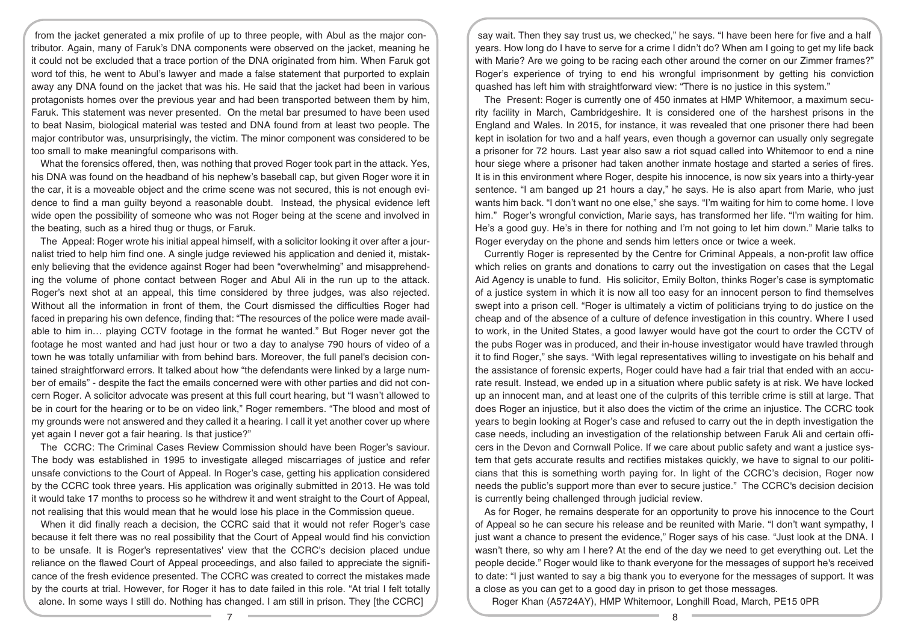from the jacket generated a mix profile of up to three people, with Abul as the major contributor. Again, many of Faruk's DNA components were observed on the jacket, meaning he it could not be excluded that a trace portion of the DNA originated from him. When Faruk got word tof this, he went to Abul's lawyer and made a false statement that purported to explain away any DNA found on the jacket that was his. He said that the jacket had been in various protagonists homes over the previous year and had been transported between them by him, Faruk. This statement was never presented. On the metal bar presumed to have been used to beat Nasim, biological material was tested and DNA found from at least two people. The major contributor was, unsurprisingly, the victim. The minor component was considered to be too small to make meaningful comparisons with.

What the forensics offered, then, was nothing that proved Roger took part in the attack. Yes, his DNA was found on the headband of his nephew's baseball cap, but given Roger wore it in the car, it is a moveable object and the crime scene was not secured, this is not enough evidence to find a man guilty beyond a reasonable doubt. Instead, the physical evidence left wide open the possibility of someone who was not Roger being at the scene and involved in the beating, such as a hired thug or thugs, or Faruk.

The Appeal: Roger wrote his initial appeal himself, with a solicitor looking it over after a journalist tried to help him find one. A single judge reviewed his application and denied it, mistakenly believing that the evidence against Roger had been "overwhelming" and misapprehending the volume of phone contact between Roger and Abul Ali in the run up to the attack. Roger's next shot at an appeal, this time considered by three judges, was also rejected. Without all the information in front of them, the Court dismissed the difficulties Roger had faced in preparing his own defence, finding that: "The resources of the police were made available to him in… playing CCTV footage in the format he wanted." But Roger never got the footage he most wanted and had just hour or two a day to analyse 790 hours of video of a town he was totally unfamiliar with from behind bars. Moreover, the full panel's decision contained straightforward errors. It talked about how "the defendants were linked by a large number of emails" - despite the fact the emails concerned were with other parties and did not concern Roger. A solicitor advocate was present at this full court hearing, but "I wasn't allowed to be in court for the hearing or to be on video link," Roger remembers. "The blood and most of my grounds were not answered and they called it a hearing. I call it yet another cover up where yet again I never got a fair hearing. Is that justice?"

The CCRC: The Criminal Cases Review Commission should have been Roger's saviour. The body was established in 1995 to investigate alleged miscarriages of justice and refer unsafe convictions to the Court of Appeal. In Roger's case, getting his application considered by the CCRC took three years. His application was originally submitted in 2013. He was told it would take 17 months to process so he withdrew it and went straight to the Court of Appeal, not realising that this would mean that he would lose his place in the Commission queue.

When it did finally reach a decision, the CCRC said that it would not refer Roger's case because it felt there was no real possibility that the Court of Appeal would find his conviction to be unsafe. It is Roger's representatives' view that the CCRC's decision placed undue reliance on the flawed Court of Appeal proceedings, and also failed to appreciate the significance of the fresh evidence presented. The CCRC was created to correct the mistakes made by the courts at trial. However, for Roger it has to date failed in this role. "At trial I felt totally alone. In some ways I still do. Nothing has changed. I am still in prison. They [the CCRC] say wait. Then they say trust us, we checked," he says. "I have been here for five and a half years. How long do I have to serve for a crime I didn't do? When am I going to get my life back with Marie? Are we going to be racing each other around the corner on our Zimmer frames?" Roger's experience of trying to end his wrongful imprisonment by getting his conviction quashed has left him with straightforward view: "There is no justice in this system."

The Present: Roger is currently one of 450 inmates at HMP Whitemoor, a maximum security facility in March, Cambridgeshire. It is considered one of the harshest prisons in the England and Wales. In 2015, for instance, it was revealed that one prisoner there had been kept in isolation for two and a half years, even though a governor can usually only segregate a prisoner for 72 hours. Last year also saw a riot squad called into Whitemoor to end a nine hour siege where a prisoner had taken another inmate hostage and started a series of fires. It is in this environment where Roger, despite his innocence, is now six years into a thirty-year sentence. "I am banged up 21 hours a day," he says. He is also apart from Marie, who just wants him back. "I don't want no one else," she says. "I'm waiting for him to come home. I love him." Roger's wrongful conviction, Marie says, has transformed her life. "I'm waiting for him. He's a good guy. He's in there for nothing and I'm not going to let him down." Marie talks to Roger everyday on the phone and sends him letters once or twice a week.

Currently Roger is represented by the Centre for Criminal Appeals, a non-profit law office which relies on grants and donations to carry out the investigation on cases that the Legal Aid Agency is unable to fund. His solicitor, Emily Bolton, thinks Roger's case is symptomatic of a justice system in which it is now all too easy for an innocent person to find themselves swept into a prison cell. "Roger is ultimately a victim of politicians trying to do justice on the cheap and of the absence of a culture of defence investigation in this country. Where I used to work, in the United States, a good lawyer would have got the court to order the CCTV of the pubs Roger was in produced, and their in-house investigator would have trawled through it to find Roger," she says. "With legal representatives willing to investigate on his behalf and the assistance of forensic experts, Roger could have had a fair trial that ended with an accurate result. Instead, we ended up in a situation where public safety is at risk. We have locked up an innocent man, and at least one of the culprits of this terrible crime is still at large. That does Roger an injustice, but it also does the victim of the crime an injustice. The CCRC took years to begin looking at Roger's case and refused to carry out the in depth investigation the case needs, including an investigation of the relationship between Faruk Ali and certain officers in the Devon and Cornwall Police. If we care about public safety and want a justice system that gets accurate results and rectifies mistakes quickly, we have to signal to our politicians that this is something worth paying for. In light of the CCRC's decision, Roger now needs the public's support more than ever to secure justice." The CCRC's decision decision is currently being challenged through judicial review.

As for Roger, he remains desperate for an opportunity to prove his innocence to the Court of Appeal so he can secure his release and be reunited with Marie. "I don't want sympathy, I just want a chance to present the evidence," Roger says of his case. "Just look at the DNA. I wasn't there, so why am I here? At the end of the day we need to get everything out. Let the people decide." Roger would like to thank everyone for the messages of support he's received to date: "I just wanted to say a big thank you to everyone for the messages of support. It was a close as you can get to a good day in prison to get those messages.

Roger Khan (A5724AY), HMP Whitemoor, Longhill Road, March, PE15 0PR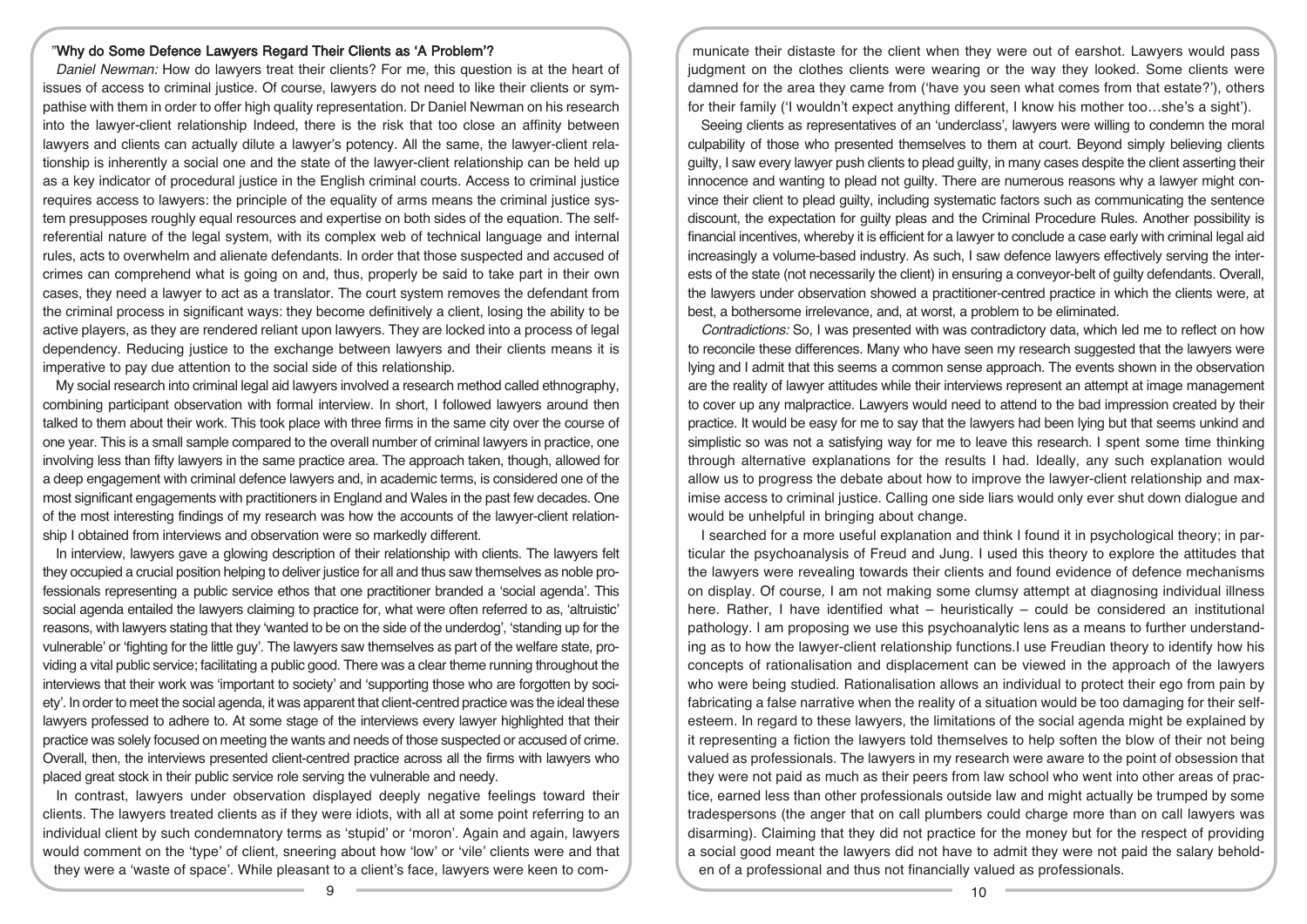## "Why do Some Defence Lawyers Regard Their Clients as 'A Problem'?

*Daniel Newman:* How do lawyers treat their clients? For me, this question is at the heart of issues of access to criminal justice. Of course, lawyers do not need to like their clients or sympathise with them in order to offer high quality representation. Dr Daniel Newman on his research into the lawyer-client relationship Indeed, there is the risk that too close an affinity between lawyers and clients can actually dilute a lawyer's potency. All the same, the lawyer-client relationship is inherently a social one and the state of the lawyer-client relationship can be held up as a key indicator of procedural justice in the English criminal courts. Access to criminal justice requires access to lawyers: the principle of the equality of arms means the criminal justice system presupposes roughly equal resources and expertise on both sides of the equation. The self-referential nature of the legal system, with its complex web of technical language and internal rules, acts to overwhelm and alienate defendants. In order that those suspected and accused of crimes can comprehend what is going on and, thus, properly be said to take part in their own cases, they need a lawyer to act as a translator. The court system removes the defendant from the criminal process in significant ways: they become definitively a client, losing the ability to be active players, as they are rendered reliant upon lawyers. They are locked into a process of legal dependency. Reducing justice to the exchange between lawyers and their clients means it is imperative to pay due attention to the social side of this relationship.

My social research into criminal legal aid lawyers involved a research method called ethnography, combining participant observation with formal interview. In short, I followed lawyers around then talked to them about their work. This took place with three firms in the same city over the course of one year. This is a small sample compared to the overall number of criminal lawyers in practice, one involving less than fifty lawyers in the same practice area. The approach taken, though, allowed for a deep engagement with criminal defence lawyers and, in academic terms, is considered one of the most significant engagements with practitioners in England and Wales in the past few decades. One of the most interesting findings of my research was how the accounts of the lawyer-client relationship I obtained from interviews and observation were so markedly different.

In interview, lawyers gave a glowing description of their relationship with clients. The lawyers felt they occupied a crucial position helping to deliver justice for all and thus saw themselves as noble professionals representing a public service ethos that one practitioner branded a 'social agenda'. This social agenda entailed the lawyers claiming to practice for, what were often referred to as, 'altruistic' reasons, with lawyers stating that they 'wanted to be on the side of the underdog', 'standing up for the vulnerable' or 'fighting for the little guy'. The lawyers saw themselves as part of the welfare state, providing a vital public service; facilitating a public good. There was a clear theme running throughout the interviews that their work was 'important to society' and 'supporting those who are forgotten by society'. In order to meet the social agenda, it was apparent that client-centred practice was the ideal these lawyers professed to adhere to. At some stage of the interviews every lawyer highlighted that their practice was solely focused on meeting the wants and needs of those suspected or accused of crime. Overall, then, the interviews presented client-centred practice across all the firms with lawyers who placed great stock in their public service role serving the vulnerable and needy.

In contrast, lawyers under observation displayed deeply negative feelings toward their clients. The lawyers treated clients as if they were idiots, with all at some point referring to an individual client by such condemnatory terms as 'stupid' or 'moron'. Again and again, lawyers would comment on the 'type' of client, sneering about how 'low' or 'vile' clients were and that they were a 'waste of space'. While pleasant to a client's face, lawyers were keen to communicate their distaste for the client when they were out of earshot. Lawyers would pass judgment on the clothes clients were wearing or the way they looked. Some clients were damned for the area they came from ('have you seen what comes from that estate?'), others for their family ('I wouldn't expect anything different, I know his mother too…she's a sight').

Seeing clients as representatives of an 'underclass', lawyers were willing to condemn the moral culpability of those who presented themselves to them at court. Beyond simply believing clients guilty, I saw every lawyer push clients to plead guilty, in many cases despite the client asserting their innocence and wanting to plead not guilty. There are numerous reasons why a lawyer might convince their client to plead guilty, including systematic factors such as communicating the sentence discount, the expectation for guilty pleas and the Criminal Procedure Rules. Another possibility is financial incentives, whereby it is efficient for a lawyer to conclude a case early with criminal legal aid increasingly a volume-based industry. As such, I saw defence lawyers effectively serving the interests of the state (not necessarily the client) in ensuring a conveyor-belt of guilty defendants. Overall, the lawyers under observation showed a practitioner-centred practice in which the clients were, at best, a bothersome irrelevance, and, at worst, a problem to be eliminated.

*Contradictions:* So, I was presented with was contradictory data, which led me to reflect on how to reconcile these differences. Many who have seen my research suggested that the lawyers were lying and I admit that this seems a common sense approach. The events shown in the observation are the reality of lawyer attitudes while their interviews represent an attempt at image management to cover up any malpractice. Lawyers would need to attend to the bad impression created by their practice. It would be easy for me to say that the lawyers had been lying but that seems unkind and simplistic so was not a satisfying way for me to leave this research. I spent some time thinking through alternative explanations for the results I had. Ideally, any such explanation would allow us to progress the debate about how to improve the lawyer-client relationship and maximise access to criminal justice. Calling one side liars would only ever shut down dialogue and would be unhelpful in bringing about change.

I searched for a more useful explanation and think I found it in psychological theory; in particular the psychoanalysis of Freud and Jung. I used this theory to explore the attitudes that the lawyers were revealing towards their clients and found evidence of defence mechanisms on display. Of course, I am not making some clumsy attempt at diagnosing individual illness here. Rather, I have identified what – heuristically – could be considered an institutional pathology. I am proposing we use this psychoanalytic lens as a means to further understanding as to how the lawyer-client relationship functions.I use Freudian theory to identify how his concepts of rationalisation and displacement can be viewed in the approach of the lawyers who were being studied. Rationalisation allows an individual to protect their ego from pain by fabricating a false narrative when the reality of a situation would be too damaging for their self-esteem. In regard to these lawyers, the limitations of the social agenda might be explained by it representing a fiction the lawyers told themselves to help soften the blow of their not being valued as professionals. The lawyers in my research were aware to the point of obsession that they were not paid as much as their peers from law school who went into other areas of practice, earned less than other professionals outside law and might actually be trumped by some tradespersons (the anger that on call plumbers could charge more than on call lawyers was disarming). Claiming that they did not practice for the money but for the respect of providing a social good meant the lawyers did not have to admit they were not paid the salary beholden of a professional and thus not financially valued as professionals.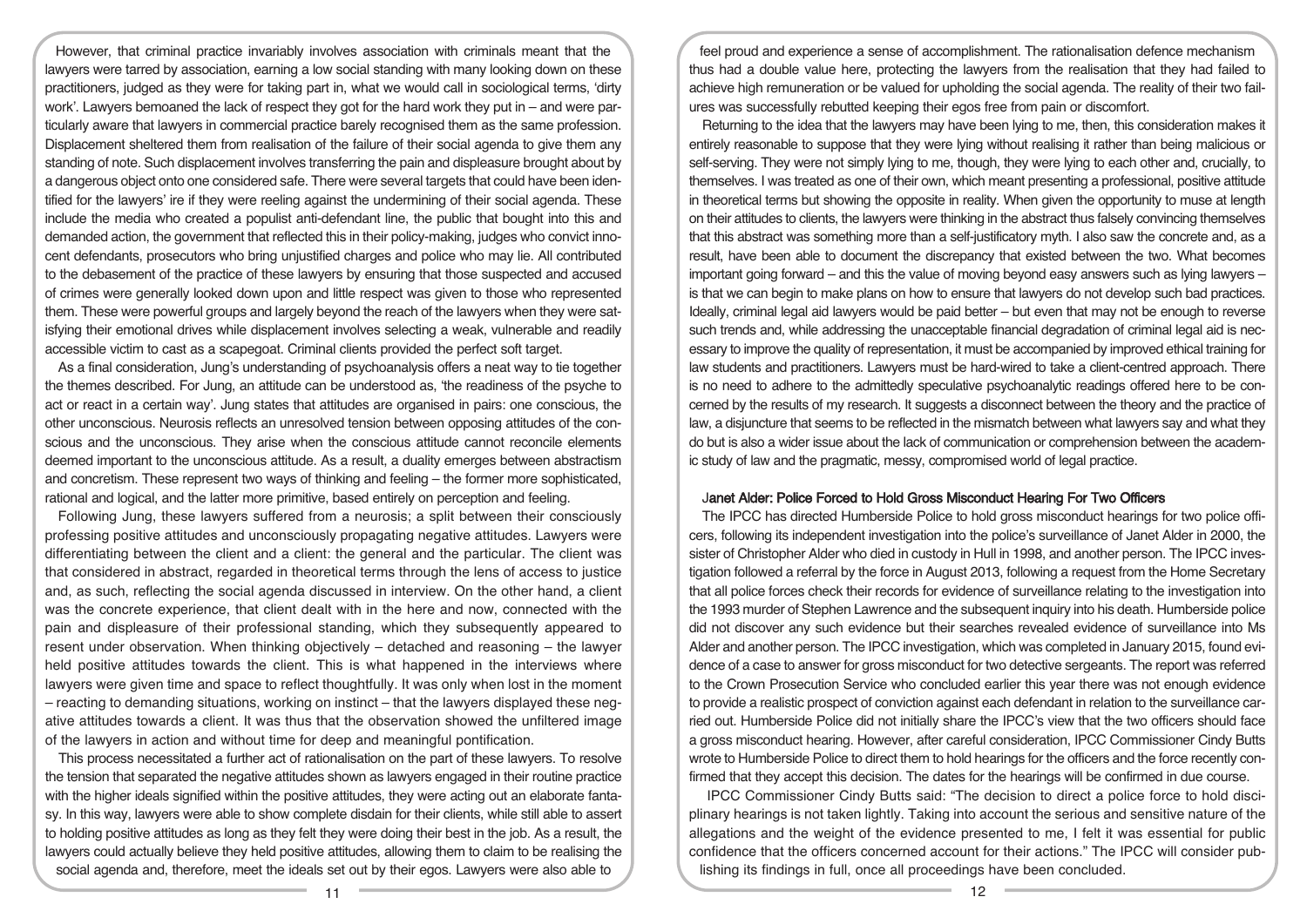However, that criminal practice invariably involves association with criminals meant that the lawyers were tarred by association, earning a low social standing with many looking down on these practitioners, judged as they were for taking part in, what we would call in sociological terms, 'dirty work'. Lawyers bemoaned the lack of respect they got for the hard work they put in – and were particularly aware that lawyers in commercial practice barely recognised them as the same profession. Displacement sheltered them from realisation of the failure of their social agenda to give them any standing of note. Such displacement involves transferring the pain and displeasure brought about by a dangerous object onto one considered safe. There were several targets that could have been identified for the lawyers' ire if they were reeling against the undermining of their social agenda. These include the media who created a populist anti-defendant line, the public that bought into this and demanded action, the government that reflected this in their policy-making, judges who convict innocent defendants, prosecutors who bring unjustified charges and police who may lie. All contributed to the debasement of the practice of these lawyers by ensuring that those suspected and accused of crimes were generally looked down upon and little respect was given to those who represented them. These were powerful groups and largely beyond the reach of the lawyers when they were satisfying their emotional drives while displacement involves selecting a weak, vulnerable and readily accessible victim to cast as a scapegoat. Criminal clients provided the perfect soft target.

As a final consideration, Jung's understanding of psychoanalysis offers a neat way to tie together the themes described. For Jung, an attitude can be understood as, 'the readiness of the psyche to act or react in a certain way'. Jung states that attitudes are organised in pairs: one conscious, the other unconscious. Neurosis reflects an unresolved tension between opposing attitudes of the conscious and the unconscious. They arise when the conscious attitude cannot reconcile elements deemed important to the unconscious attitude. As a result, a duality emerges between abstractism and concretism. These represent two ways of thinking and feeling – the former more sophisticated, rational and logical, and the latter more primitive, based entirely on perception and feeling.

Following Jung, these lawyers suffered from a neurosis; a split between their consciously professing positive attitudes and unconsciously propagating negative attitudes. Lawyers were differentiating between the client and a client: the general and the particular. The client was that considered in abstract, regarded in theoretical terms through the lens of access to justice and, as such, reflecting the social agenda discussed in interview. On the other hand, a client was the concrete experience, that client dealt with in the here and now, connected with the pain and displeasure of their professional standing, which they subsequently appeared to resent under observation. When thinking objectively – detached and reasoning – the lawyer held positive attitudes towards the client. This is what happened in the interviews where lawyers were given time and space to reflect thoughtfully. It was only when lost in the moment – reacting to demanding situations, working on instinct – that the lawyers displayed these negative attitudes towards a client. It was thus that the observation showed the unfiltered image of the lawyers in action and without time for deep and meaningful pontification.

This process necessitated a further act of rationalisation on the part of these lawyers. To resolve the tension that separated the negative attitudes shown as lawyers engaged in their routine practice with the higher ideals signified within the positive attitudes, they were acting out an elaborate fantasy. In this way, lawyers were able to show complete disdain for their clients, while still able to assert to holding positive attitudes as long as they felt they were doing their best in the job. As a result, the lawyers could actually believe they held positive attitudes, allowing them to claim to be realising the social agenda and, therefore, meet the ideals set out by their egos. Lawyers were also able to feel proud and experience a sense of accomplishment. The rationalisation defence mechanism thus had a double value here, protecting the lawyers from the realisation that they had failed to achieve high remuneration or be valued for upholding the social agenda. The reality of their two failures was successfully rebutted keeping their egos free from pain or discomfort.

Returning to the idea that the lawyers may have been lying to me, then, this consideration makes it entirely reasonable to suppose that they were lying without realising it rather than being malicious or self-serving. They were not simply lying to me, though, they were lying to each other and, crucially, to themselves. I was treated as one of their own, which meant presenting a professional, positive attitude in theoretical terms but showing the opposite in reality. When given the opportunity to muse at length on their attitudes to clients, the lawyers were thinking in the abstract thus falsely convincing themselves that this abstract was something more than a self-justificatory myth. I also saw the concrete and, as a result, have been able to document the discrepancy that existed between the two. What becomes important going forward – and this the value of moving beyond easy answers such as lying lawyers – is that we can begin to make plans on how to ensure that lawyers do not develop such bad practices. Ideally, criminal legal aid lawyers would be paid better – but even that may not be enough to reverse such trends and, while addressing the unacceptable financial degradation of criminal legal aid is necessary to improve the quality of representation, it must be accompanied by improved ethical training for law students and practitioners. Lawyers must be hard-wired to take a client-centred approach. There is no need to adhere to the admittedly speculative psychoanalytic readings offered here to be concerned by the results of my research. It suggests a disconnect between the theory and the practice of law, a disjuncture that seems to be reflected in the mismatch between what lawyers say and what they do but is also a wider issue about the lack of communication or comprehension between the academic study of law and the pragmatic, messy, compromised world of legal practice.

## Janet Alder: Police Forced to Hold Gross Misconduct Hearing For Two Officers

The IPCC has directed Humberside Police to hold gross misconduct hearings for two police officers, following its independent investigation into the police's surveillance of Janet Alder in 2000, the sister of Christopher Alder who died in custody in Hull in 1998, and another person. The IPCC investigation followed a referral by the force in August 2013, following a request from the Home Secretary that all police forces check their records for evidence of surveillance relating to the investigation into the 1993 murder of Stephen Lawrence and the subsequent inquiry into his death. Humberside police did not discover any such evidence but their searches revealed evidence of surveillance into Ms Alder and another person. The IPCC investigation, which was completed in January 2015, found evidence of a case to answer for gross misconduct for two detective sergeants. The report was referred to the Crown Prosecution Service who concluded earlier this year there was not enough evidence to provide a realistic prospect of conviction against each defendant in relation to the surveillance carried out. Humberside Police did not initially share the IPCC's view that the two officers should face a gross misconduct hearing. However, after careful consideration, IPCC Commissioner Cindy Butts wrote to Humberside Police to direct them to hold hearings for the officers and the force recently confirmed that they accept this decision. The dates for the hearings will be confirmed in due course.

IPCC Commissioner Cindy Butts said: "The decision to direct a police force to hold disciplinary hearings is not taken lightly. Taking into account the serious and sensitive nature of the allegations and the weight of the evidence presented to me, I felt it was essential for public confidence that the officers concerned account for their actions." The IPCC will consider publishing its findings in full, once all proceedings have been concluded.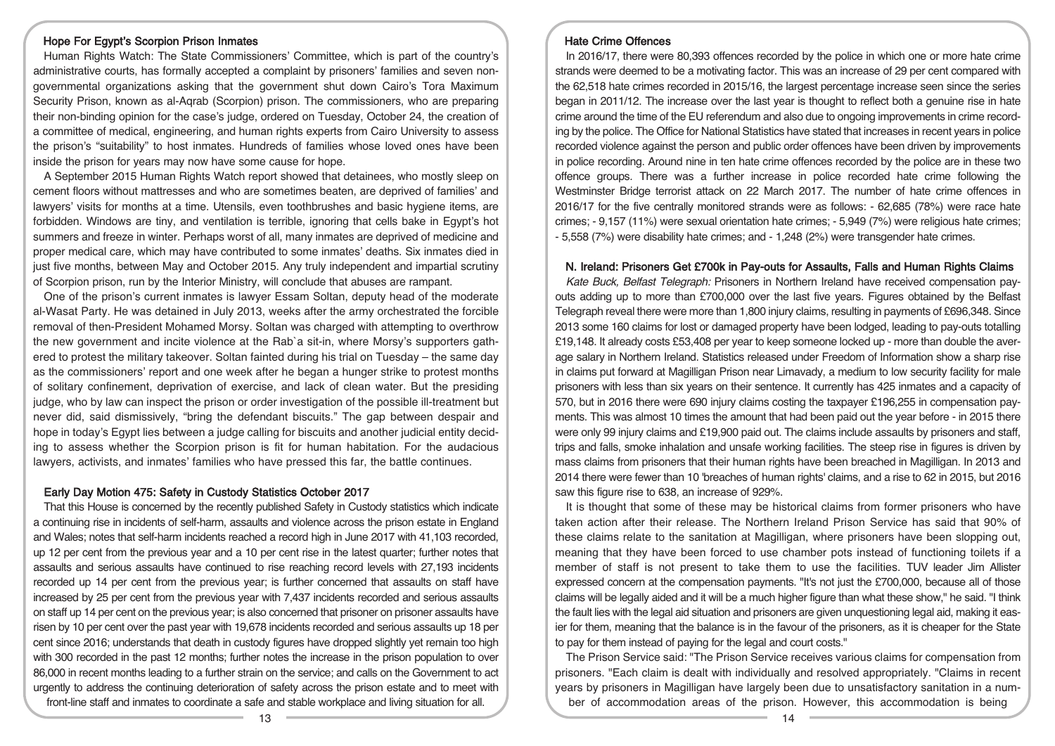## Hope For Egypt's Scorpion Prison Inmates

Human Rights Watch: The State Commissioners' Committee, which is part of the country's administrative courts, has formally accepted a complaint by prisoners' families and seven non-governmental organizations asking that the government shut down Cairo's Tora Maximum Security Prison, known as al-Aqrab (Scorpion) prison. The commissioners, who are preparing their non-binding opinion for the case's judge, ordered on Tuesday, October 24, the creation of a committee of medical, engineering, and human rights experts from Cairo University to assess the prison's "suitability" to host inmates. Hundreds of families whose loved ones have been inside the prison for years may now have some cause for hope.

A September 2015 Human Rights Watch report showed that detainees, who mostly sleep on cement floors without mattresses and who are sometimes beaten, are deprived of families' and lawyers' visits for months at a time. Utensils, even toothbrushes and basic hygiene items, are forbidden. Windows are tiny, and ventilation is terrible, ignoring that cells bake in Egypt's hot summers and freeze in winter. Perhaps worst of all, many inmates are deprived of medicine and proper medical care, which may have contributed to some inmates' deaths. Six inmates died in just five months, between May and October 2015. Any truly independent and impartial scrutiny of Scorpion prison, run by the Interior Ministry, will conclude that abuses are rampant.

One of the prison's current inmates is lawyer Essam Soltan, deputy head of the moderate al-Wasat Party. He was detained in July 2013, weeks after the army orchestrated the forcible removal of then-President Mohamed Morsy. Soltan was charged with attempting to overthrow the new government and incite violence at the Rab`a sit-in, where Morsy's supporters gathered to protest the military takeover. Soltan fainted during his trial on Tuesday – the same day as the commissioners' report and one week after he began a hunger strike to protest months of solitary confinement, deprivation of exercise, and lack of clean water. But the presiding judge, who by law can inspect the prison or order investigation of the possible ill-treatment but never did, said dismissively, "bring the defendant biscuits." The gap between despair and hope in today's Egypt lies between a judge calling for biscuits and another judicial entity deciding to assess whether the Scorpion prison is fit for human habitation. For the audacious lawyers, activists, and inmates' families who have pressed this far, the battle continues.

## Early Day Motion 475: Safety in Custody Statistics October 2017

That this House is concerned by the recently published Safety in Custody statistics which indicate a continuing rise in incidents of self-harm, assaults and violence across the prison estate in England and Wales; notes that self-harm incidents reached a record high in June 2017 with 41,103 recorded, up 12 per cent from the previous year and a 10 per cent rise in the latest quarter; further notes that assaults and serious assaults have continued to rise reaching record levels with 27,193 incidents recorded up 14 per cent from the previous year; is further concerned that assaults on staff have increased by 25 per cent from the previous year with 7,437 incidents recorded and serious assaults on staff up 14 per cent on the previous year; is also concerned that prisoner on prisoner assaults have risen by 10 per cent over the past year with 19,678 incidents recorded and serious assaults up 18 per cent since 2016; understands that death in custody figures have dropped slightly yet remain too high with 300 recorded in the past 12 months; further notes the increase in the prison population to over 86,000 in recent months leading to a further strain on the service; and calls on the Government to act urgently to address the continuing deterioration of safety across the prison estate and to meet with front-line staff and inmates to coordinate a safe and stable workplace and living situation for all.

## Hate Crime Offences

In 2016/17, there were 80,393 offences recorded by the police in which one or more hate crime strands were deemed to be a motivating factor. This was an increase of 29 per cent compared with the 62,518 hate crimes recorded in 2015/16, the largest percentage increase seen since the series began in 2011/12. The increase over the last year is thought to reflect both a genuine rise in hate crime around the time of the EU referendum and also due to ongoing improvements in crime recording by the police. The Office for National Statistics have stated that increases in recent years in police recorded violence against the person and public order offences have been driven by improvements in police recording. Around nine in ten hate crime offences recorded by the police are in these two offence groups. There was a further increase in police recorded hate crime following the Westminster Bridge terrorist attack on 22 March 2017. The number of hate crime offences in 2016/17 for the five centrally monitored strands were as follows: - 62,685 (78%) were race hate crimes; - 9,157 (11%) were sexual orientation hate crimes; - 5,949 (7%) were religious hate crimes; - 5,558 (7%) were disability hate crimes; and - 1,248 (2%) were transgender hate crimes.

## N. Ireland: Prisoners Get £700k in Pay-outs for Assaults, Falls and Human Rights Claims

*Kate Buck, Belfast Telegraph:* Prisoners in Northern Ireland have received compensation payouts adding up to more than £700,000 over the last five years. Figures obtained by the Belfast Telegraph reveal there were more than 1,800 injury claims, resulting in payments of £696,348. Since 2013 some 160 claims for lost or damaged property have been lodged, leading to pay-outs totalling £19,148. It already costs £53,408 per year to keep someone locked up - more than double the average salary in Northern Ireland. Statistics released under Freedom of Information show a sharp rise in claims put forward at Magilligan Prison near Limavady, a medium to low security facility for male prisoners with less than six years on their sentence. It currently has 425 inmates and a capacity of 570, but in 2016 there were 690 injury claims costing the taxpayer £196,255 in compensation payments. This was almost 10 times the amount that had been paid out the year before - in 2015 there were only 99 injury claims and £19,900 paid out. The claims include assaults by prisoners and staff, trips and falls, smoke inhalation and unsafe working facilities. The steep rise in figures is driven by mass claims from prisoners that their human rights have been breached in Magilligan. In 2013 and 2014 there were fewer than 10 'breaches of human rights' claims, and a rise to 62 in 2015, but 2016 saw this figure rise to 638, an increase of 929%.

It is thought that some of these may be historical claims from former prisoners who have taken action after their release. The Northern Ireland Prison Service has said that 90% of these claims relate to the sanitation at Magilligan, where prisoners have been slopping out, meaning that they have been forced to use chamber pots instead of functioning toilets if a member of staff is not present to take them to use the facilities. TUV leader Jim Allister expressed concern at the compensation payments. "It's not just the £700,000, because all of those claims will be legally aided and it will be a much higher figure than what these show," he said. "I think the fault lies with the legal aid situation and prisoners are given unquestioning legal aid, making it easier for them, meaning that the balance is in the favour of the prisoners, as it is cheaper for the State to pay for them instead of paying for the legal and court costs."

The Prison Service said: "The Prison Service receives various claims for compensation from prisoners. "Each claim is dealt with individually and resolved appropriately. "Claims in recent years by prisoners in Magilligan have largely been due to unsatisfactory sanitation in a number of accommodation areas of the prison. However, this accommodation is being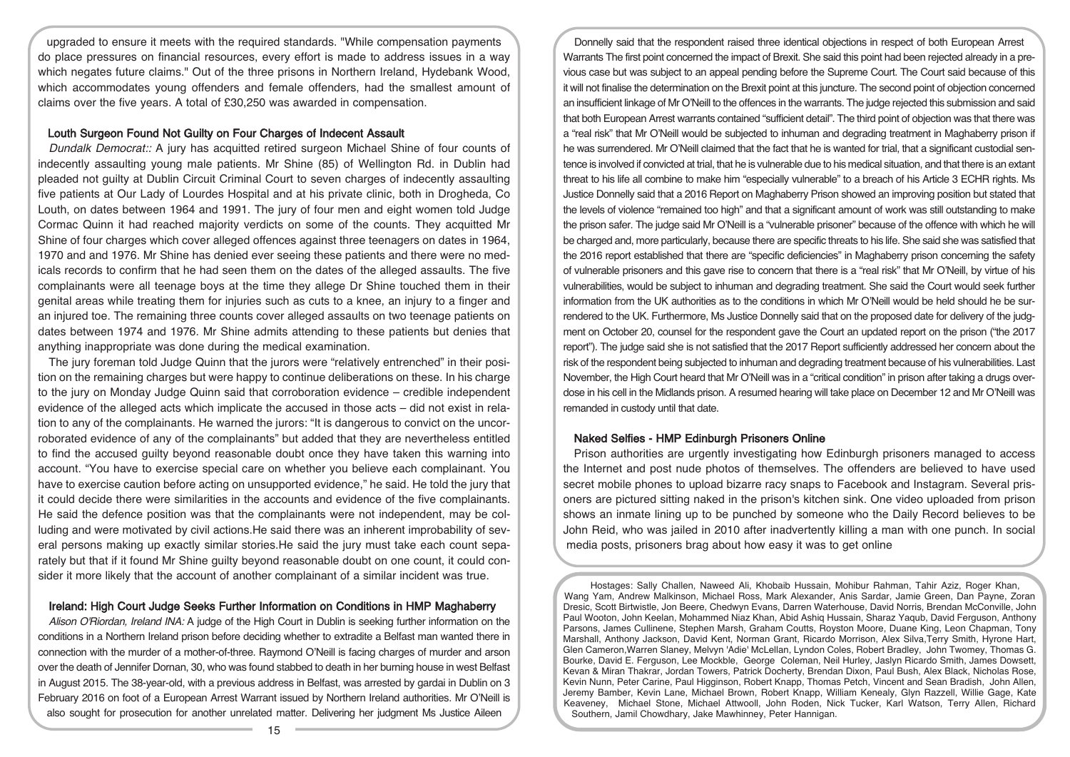upgraded to ensure it meets with the required standards. "While compensation payments do place pressures on financial resources, every effort is made to address issues in a way which negates future claims." Out of the three prisons in Northern Ireland, Hydebank Wood, which accommodates young offenders and female offenders, had the smallest amount of claims over the five years. A total of £30,250 was awarded in compensation.

### Louth Surgeon Found Not Guilty on Four Charges of Indecent Assault

*Dundalk Democrat::* A jury has acquitted retired surgeon Michael Shine of four counts of indecently assaulting young male patients. Mr Shine (85) of Wellington Rd. in Dublin had pleaded not guilty at Dublin Circuit Criminal Court to seven charges of indecently assaulting five patients at Our Lady of Lourdes Hospital and at his private clinic, both in Drogheda, Co Louth, on dates between 1964 and 1991. The jury of four men and eight women told Judge Cormac Quinn it had reached majority verdicts on some of the counts. They acquitted Mr Shine of four charges which cover alleged offences against three teenagers on dates in 1964, 1970 and and 1976. Mr Shine has denied ever seeing these patients and there were no medicals records to confirm that he had seen them on the dates of the alleged assaults. The five complainants were all teenage boys at the time they allege Dr Shine touched them in their genital areas while treating them for injuries such as cuts to a knee, an injury to a finger and an injured toe. The remaining three counts cover alleged assaults on two teenage patients on dates between 1974 and 1976. Mr Shine admits attending to these patients but denies that anything inappropriate was done during the medical examination.

The jury foreman told Judge Quinn that the jurors were "relatively entrenched" in their position on the remaining charges but were happy to continue deliberations on these. In his charge to the jury on Monday Judge Quinn said that corroboration evidence – credible independent evidence of the alleged acts which implicate the accused in those acts – did not exist in relation to any of the complainants. He warned the jurors: "It is dangerous to convict on the uncorroborated evidence of any of the complainants" but added that they are nevertheless entitled to find the accused guilty beyond reasonable doubt once they have taken this warning into account. "You have to exercise special care on whether you believe each complainant. You have to exercise caution before acting on unsupported evidence," he said. He told the jury that it could decide there were similarities in the accounts and evidence of the five complainants. He said the defence position was that the complainants were not independent, may be colluding and were motivated by civil actions.He said there was an inherent improbability of several persons making up exactly similar stories.He said the jury must take each count separately but that if it found Mr Shine guilty beyond reasonable doubt on one count, it could consider it more likely that the account of another complainant of a similar incident was true.

### Ireland: High Court Judge Seeks Further Information on Conditions in HMP Maghaberry

*Alison O'Riordan, Ireland INA:* A judge of the High Court in Dublin is seeking further information on the conditions in a Northern Ireland prison before deciding whether to extradite a Belfast man wanted there in connection with the murder of a mother-of-three. Raymond O'Neill is facing charges of murder and arson over the death of Jennifer Dornan, 30, who was found stabbed to death in her burning house in west Belfast in August 2015. The 38-year-old, with a previous address in Belfast, was arrested by gardai in Dublin on 3 February 2016 on foot of a European Arrest Warrant issued by Northern Ireland authorities. Mr O'Neill is also sought for prosecution for another unrelated matter. Delivering her judgment Ms Justice Aileen Donnelly said that the respondent raised three identical objections in respect of both European Arrest Warrants The first point concerned the impact of Brexit. She said this point had been rejected already in a previous case but was subject to an appeal pending before the Supreme Court. The Court said because of this it will not finalise the determination on the Brexit point at this juncture. The second point of objection concerned an insufficient linkage of Mr O'Neill to the offences in the warrants. The judge rejected this submission and said that both European Arrest warrants contained "sufficient detail". The third point of objection was that there was a "real risk" that Mr O'Neill would be subjected to inhuman and degrading treatment in Maghaberry prison if he was surrendered. Mr O'Neill claimed that the fact that he is wanted for trial, that a significant custodial sentence is involved if convicted at trial, that he is vulnerable due to his medical situation, and that there is an extant threat to his life all combine to make him "especially vulnerable" to a breach of his Article 3 ECHR rights. Ms Justice Donnelly said that a 2016 Report on Maghaberry Prison showed an improving position but stated that the levels of violence "remained too high" and that a significant amount of work was still outstanding to make the prison safer. The judge said Mr O'Neill is a "vulnerable prisoner" because of the offence with which he will be charged and, more particularly, because there are specific threats to his life. She said she was satisfied that the 2016 report established that there are "specific deficiencies" in Maghaberry prison concerning the safety of vulnerable prisoners and this gave rise to concern that there is a "real risk" that Mr O'Neill, by virtue of his vulnerabilities, would be subject to inhuman and degrading treatment. She said the Court would seek further information from the UK authorities as to the conditions in which Mr O'Neill would be held should he be surrendered to the UK. Furthermore, Ms Justice Donnelly said that on the proposed date for delivery of the judgment on October 20, counsel for the respondent gave the Court an updated report on the prison ("the 2017 report"). The judge said she is not satisfied that the 2017 Report sufficiently addressed her concern about the risk of the respondent being subjected to inhuman and degrading treatment because of his vulnerabilities. Last November, the High Court heard that Mr O'Neill was in a "critical condition" in prison after taking a drugs overdose in his cell in the Midlands prison. A resumed hearing will take place on December 12 and Mr O'Neill was remanded in custody until that date.

### Naked Selfies - HMP Edinburgh Prisoners Online

Prison authorities are urgently investigating how Edinburgh prisoners managed to access the Internet and post nude photos of themselves. The offenders are believed to have used secret mobile phones to upload bizarre racy snaps to Facebook and Instagram. Several prisoners are pictured sitting naked in the prison's kitchen sink. One video uploaded from prison shows an inmate lining up to be punched by someone who the Daily Record believes to be John Reid, who was jailed in 2010 after inadvertently killing a man with one punch. In social media posts, prisoners brag about how easy it was to get online

Hostages: Sally Challen, Naweed Ali, Khobaib Hussain, Mohibur Rahman, Tahir Aziz, Roger Khan, Wang Yam, Andrew Malkinson, Michael Ross, Mark Alexander, Anis Sardar, Jamie Green, Dan Payne, Zoran Dresic, Scott Birtwistle, Jon Beere, Chedwyn Evans, Darren Waterhouse, David Norris, Brendan McConville, John Paul Wooton, John Keelan, Mohammed Niaz Khan, Abid Ashiq Hussain, Sharaz Yaqub, David Ferguson, Anthony Parsons, James Cullinene, Stephen Marsh, Graham Coutts, Royston Moore, Duane King, Leon Chapman, Tony Marshall, Anthony Jackson, David Kent, Norman Grant, Ricardo Morrison, Alex Silva,Terry Smith, Hyrone Hart, Glen Cameron,Warren Slaney, Melvyn 'Adie' McLellan, Lyndon Coles, Robert Bradley, John Twomey, Thomas G. Bourke, David E. Ferguson, Lee Mockble, George Coleman, Neil Hurley, Jaslyn Ricardo Smith, James Dowsett, Kevan & Miran Thakrar, Jordan Towers, Patrick Docherty, Brendan Dixon, Paul Bush, Alex Black, Nicholas Rose, Kevin Nunn, Peter Carine, Paul Higginson, Robert Knapp, Thomas Petch, Vincent and Sean Bradish, John Allen, Jeremy Bamber, Kevin Lane, Michael Brown, Robert Knapp, William Kenealy, Glyn Razzell, Willie Gage, Kate Keaveney, Michael Stone, Michael Attwooll, John Roden, Nick Tucker, Karl Watson, Terry Allen, Richard Southern, Jamil Chowdhary, Jake Mawhinney, Peter Hannigan.